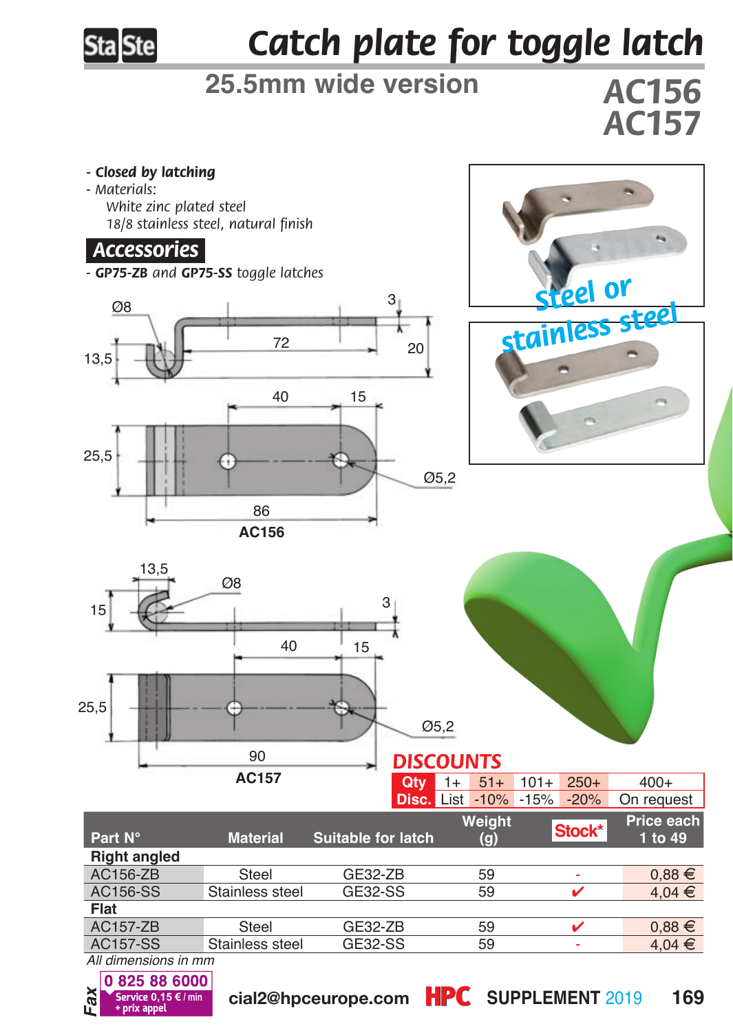# Catch plate for toggle latch

## 25.5mm wide version

**AC156**
**AC157**

- ***Closed by latching***
- *Materials:*
  *White zinc plated steel*
  *18/8 stainless steel, natural finish*

### Accessories

- ***GP75-ZB*** *and* ***GP75-SS*** *toggle latches*

Steel or stainless steel

AC156

AC157

**DISCOUNTS**

| Qty | 1+ | 51+ | 101+ | 250+ | 400+ |
|---|---|---|---|---|---|
| Disc. | List | -10% | -15% | -20% | On request |

| Part N° | Material | Suitable for latch | Weight (g) | Stock* | Price each 1 to 49 |
|---|---|---|---|---|---|
| **Right angled** | | | | | |
| AC156-ZB | Steel | GE32-ZB | 59 | - | 0,88 € |
| AC156-SS | Stainless steel | GE32-SS | 59 | ✔ | 4,04 € |
| **Flat** | | | | | |
| AC157-ZB | Steel | GE32-ZB | 59 | ✔ | 0,88 € |
| AC157-SS | Stainless steel | GE32-SS | 59 | - | 4,04 € |

*All dimensions in mm*

Fax 0 825 88 6000 Service 0,15 € / min + prix appel

cial2@hpceurope.com HPC SUPPLEMENT 2019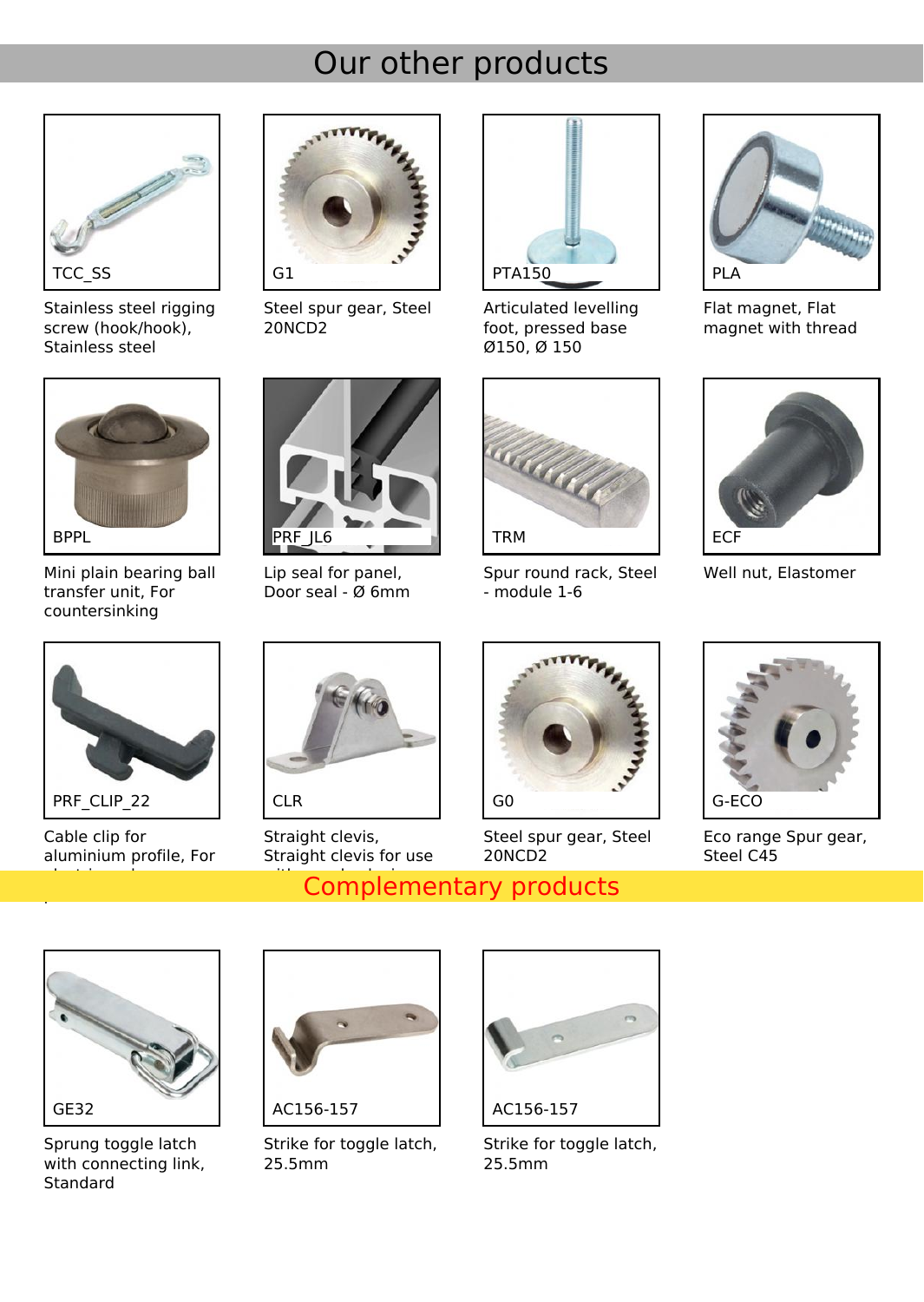# Our other products

TCC_SS

Stainless steel rigging screw (hook/hook), Stainless steel

G1

Steel spur gear, Steel 20NCD2

PTA150

Articulated levelling foot, pressed base Ø150, Ø 150

PLA

Flat magnet, Flat magnet with thread

BPPL

Mini plain bearing ball transfer unit, For countersinking

PRF_JL6

Lip seal for panel, Door seal - Ø 6mm

TRM

Spur round rack, Steel - module 1-6

ECF

Well nut, Elastomer

PRF_CLIP_22

Cable clip for aluminium profile, For

CLR

Straight clevis, Straight clevis for use

G0

Steel spur gear, Steel 20NCD2

G-ECO

Eco range Spur gear, Steel C45

# Complementary products

GE32

Sprung toggle latch with connecting link, Standard

AC156-157

Strike for toggle latch, 25.5mm

AC156-157

Strike for toggle latch, 25.5mm